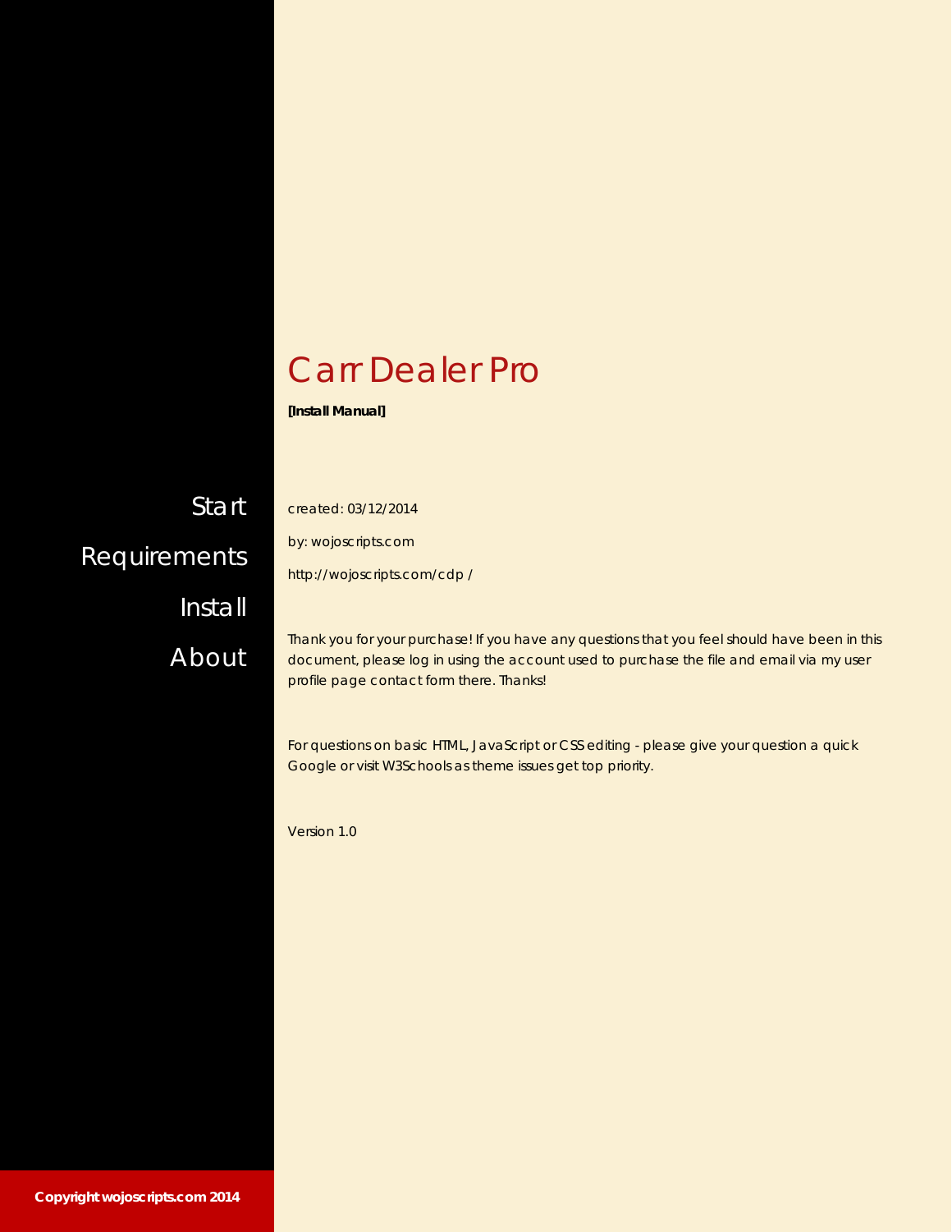# Carr Dealer Pro

**[Install Manual]**

Start

Requirements

Install

About

created: 03/12/2014

by: wojoscripts.com

http://wojoscripts.com/cdp/

Thank you for your purchase! If you have any questions that you feel should have been in this document, please log in using the account used to purchase the file and email via my user profile page contact form there. Thanks!

For questions on basic HTML, JavaScript or CSS editing - please give your question a quick Google or visit W3Schools as theme issues get top priority.

Version 1.0

**Copyright wojoscripts.com 2014**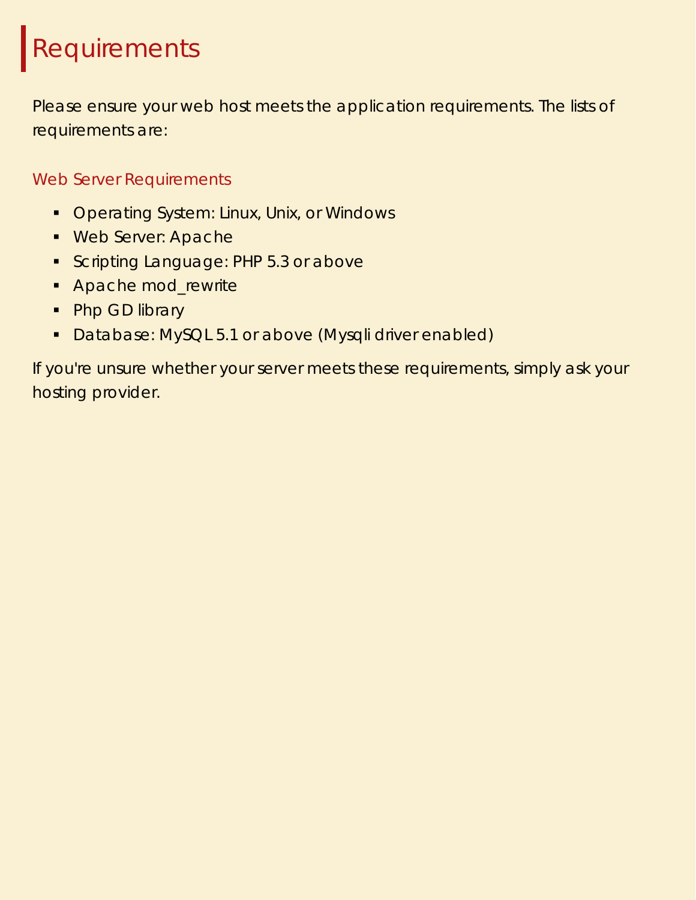# Requirements

Please ensure your web host meets the application requirements. The lists of requirements are:

### Web Server Requirements

- Operating System: Linux, Unix, or Windows
- Web Server: Apache
- Scripting Language: PHP 5.3 or above
- Apache mod_rewrite
- Php GD library
- Database: MySQL 5.1 or above (Mysqli driver enabled)

If you're unsure whether your server meets these requirements, simply ask your hosting provider.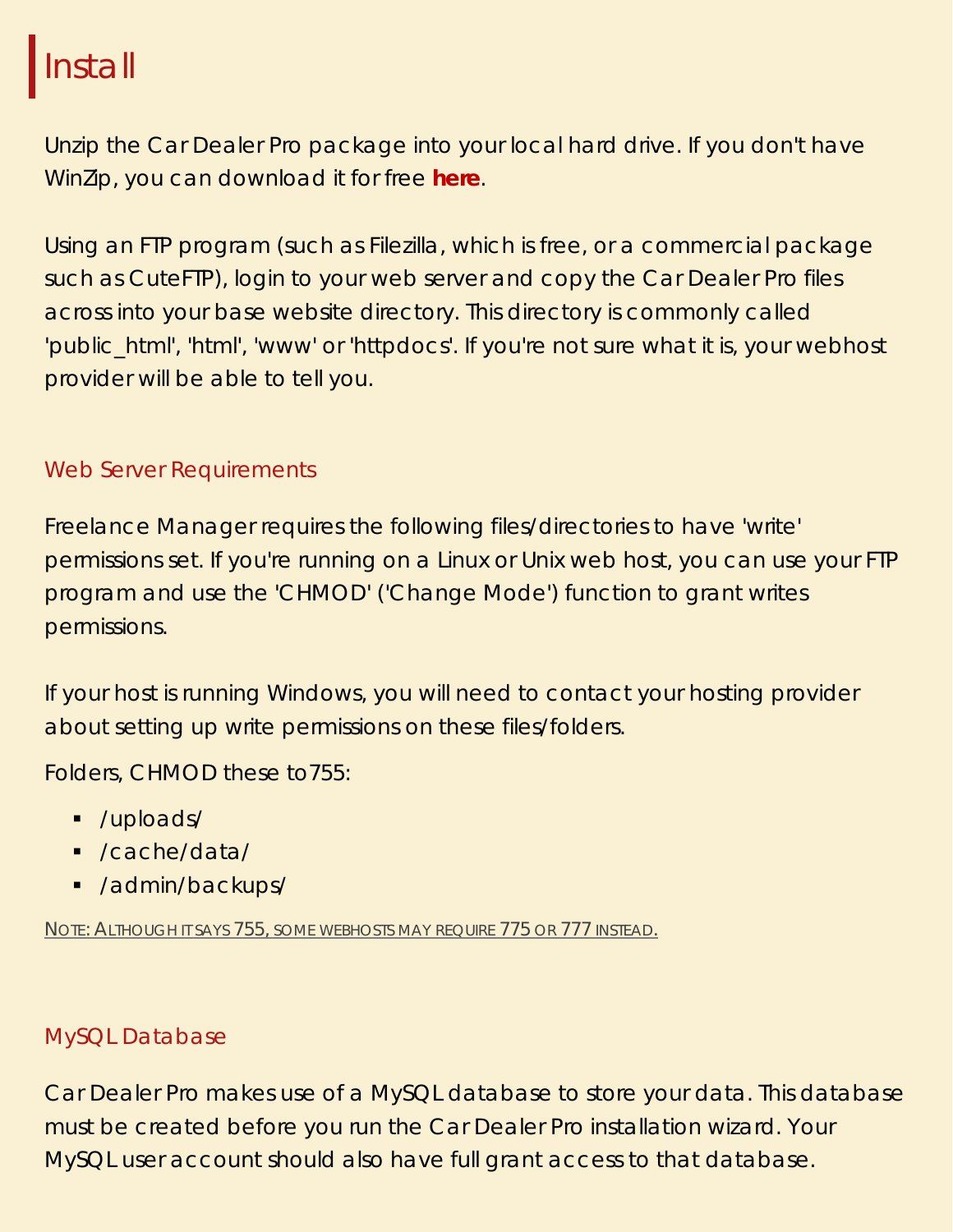# Install

Unzip the Car Dealer Pro package into your local hard drive. If you don't have WinZip, you can download it for free **here**.

Using an FTP program (such as Filezilla, which is free, or a commercial package such as CuteFTP), login to your web server and copy the Car Dealer Pro files across into your base website directory. This directory is commonly called 'public_html', 'html', 'www' or 'httpdocs'. If you're not sure what it is, your webhost provider will be able to tell you.

## Web Server Requirements

Freelance Manager requires the following files/directories to have 'write' permissions set. If you're running on a Linux or Unix web host, you can use your FTP program and use the 'CHMOD' ('Change Mode') function to grant writes permissions.

If your host is running Windows, you will need to contact your hosting provider about setting up write permissions on these files/folders.

Folders, CHMOD these to 755:

- /uploads/
- /cache/data/
- /admin/backups/

NOTE: ALTHOUGH IT SAYS 755, SOME WEBHOSTS MAY REQUIRE 775 OR 777 INSTEAD.

## MySQL Database

Car Dealer Pro makes use of a MySQL database to store your data. This database must be created before you run the Car Dealer Pro installation wizard. Your MySQL user account should also have full grant access to that database.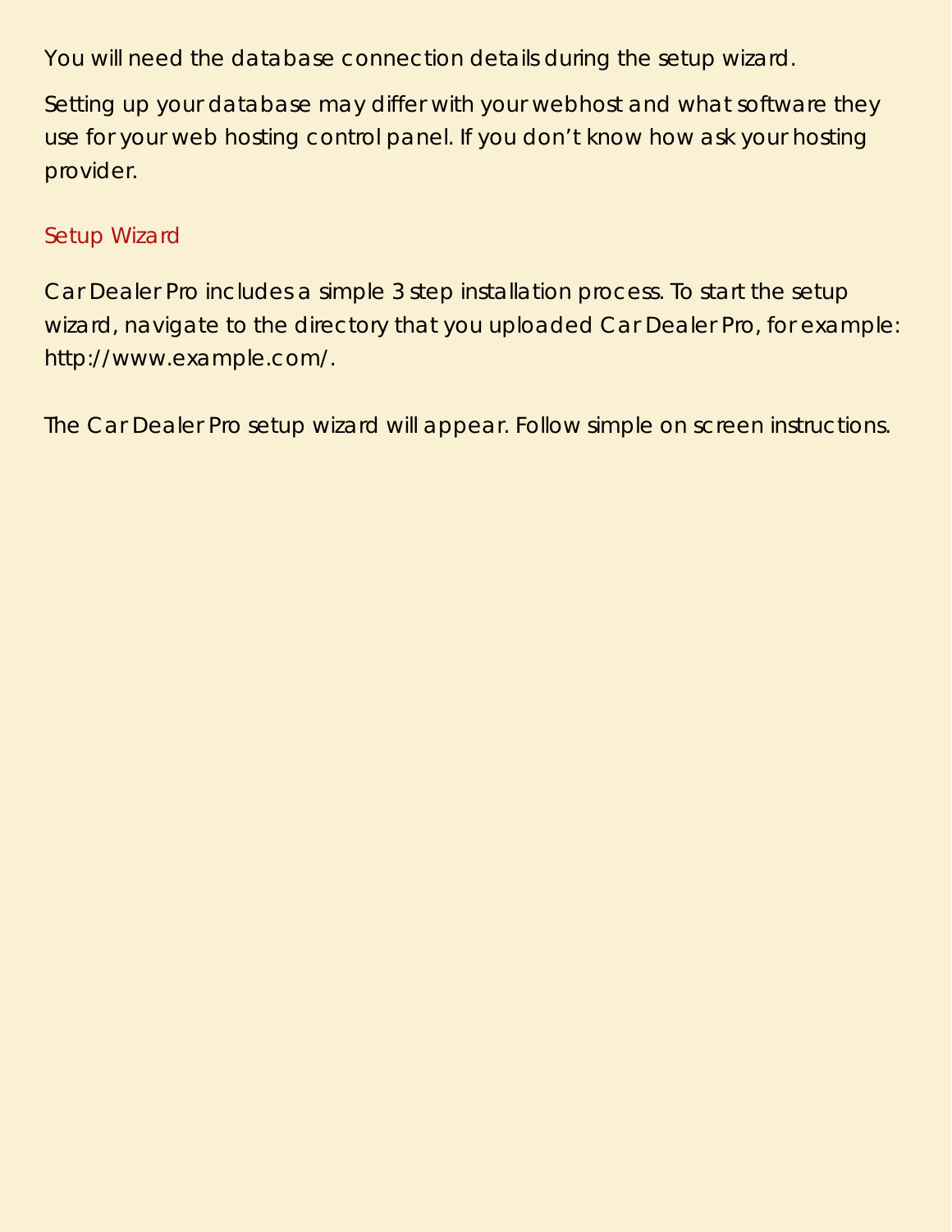You will need the database connection details during the setup wizard.

Setting up your database may differ with your webhost and what software they use for your web hosting control panel. If you don't know how ask your hosting provider.

## Setup Wizard

Car Dealer Pro includes a simple 3 step installation process. To start the setup wizard, navigate to the directory that you uploaded Car Dealer Pro, for example: http://www.example.com/.

The Car Dealer Pro setup wizard will appear. Follow simple on screen instructions.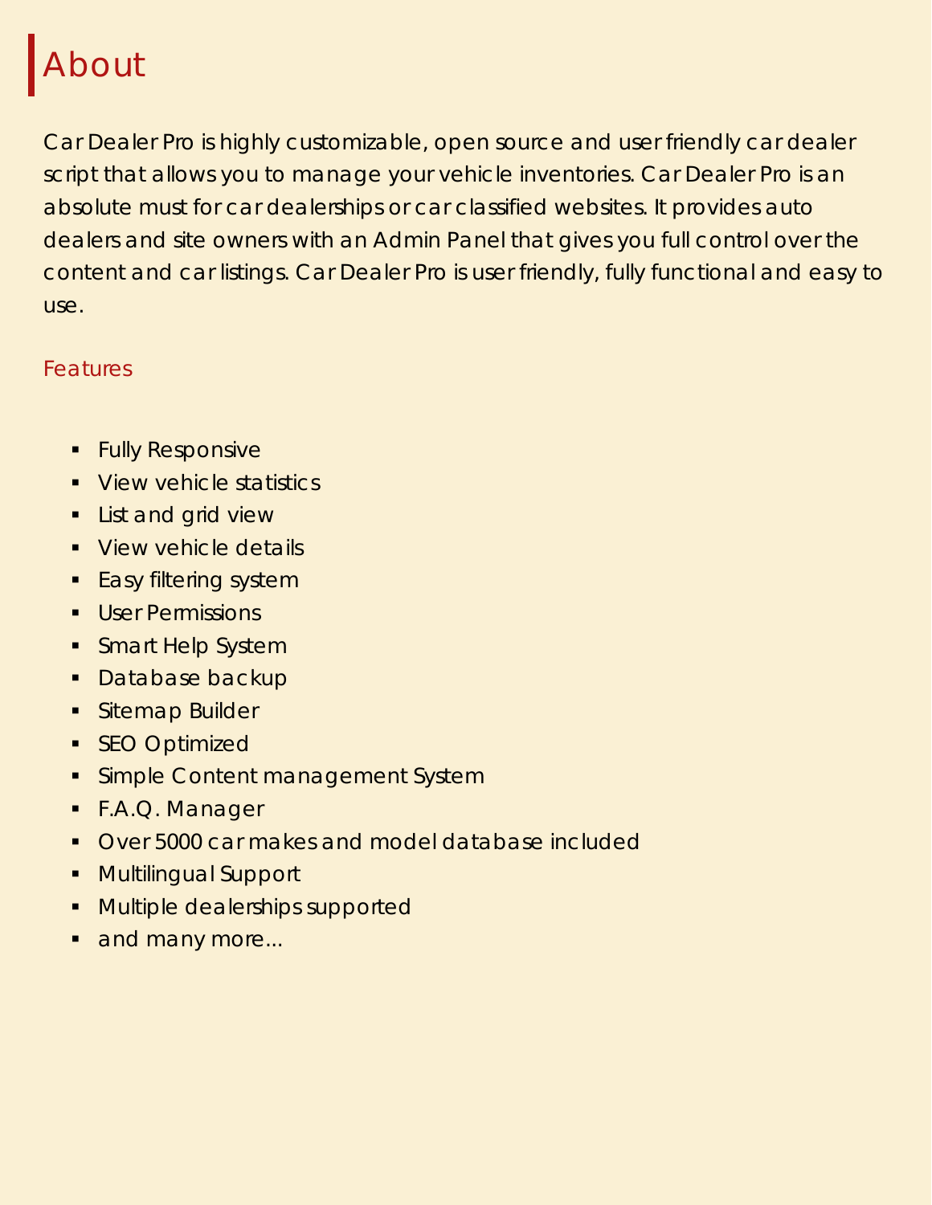# About

Car Dealer Pro is highly customizable, open source and user friendly car dealer script that allows you to manage your vehicle inventories. Car Dealer Pro is an absolute must for car dealerships or car classified websites. It provides auto dealers and site owners with an Admin Panel that gives you full control over the content and car listings. Car Dealer Pro is user friendly, fully functional and easy to use.

## Features

- Fully Responsive
- View vehicle statistics
- List and grid view
- View vehicle details
- Easy filtering system
- User Permissions
- Smart Help System
- Database backup
- Sitemap Builder
- SEO Optimized
- Simple Content management System
- F.A.Q. Manager
- Over 5000 car makes and model database included
- Multilingual Support
- Multiple dealerships supported
- and many more...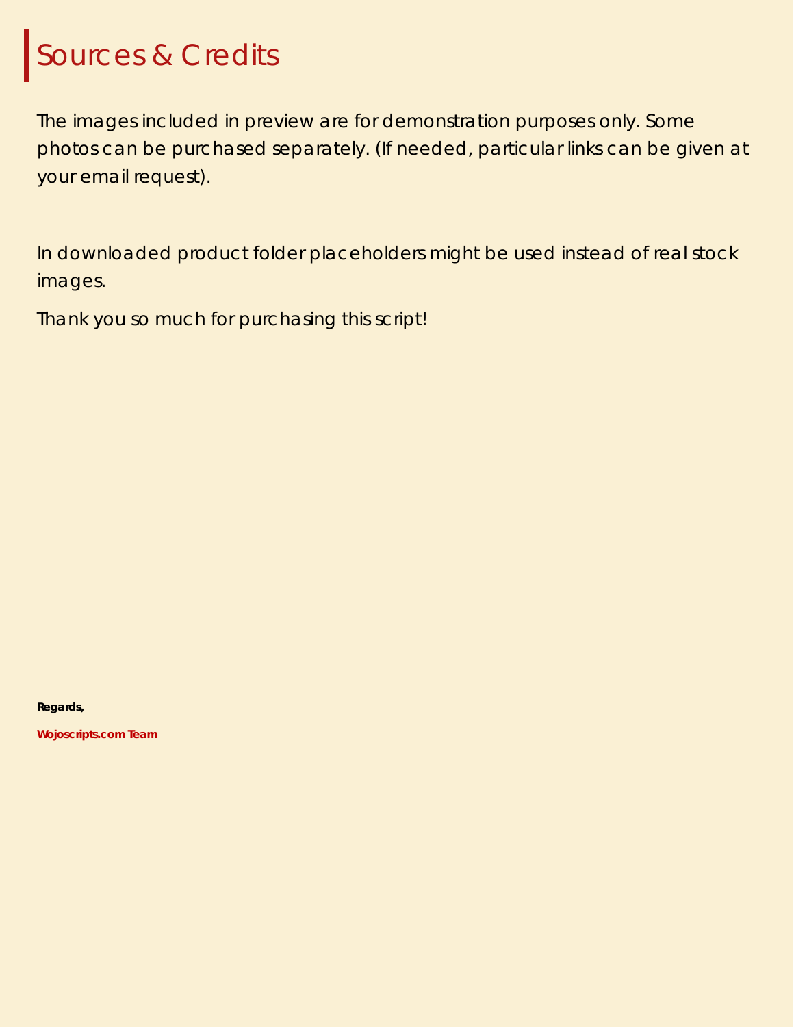# Sources & Credits

The images included in preview are for demonstration purposes only. Some photos can be purchased separately. (If needed, particular links can be given at your email request).

In downloaded product folder placeholders might be used instead of real stock images.

Thank you so much for purchasing this script!

**Regards,**

**Wojoscripts.com Team**